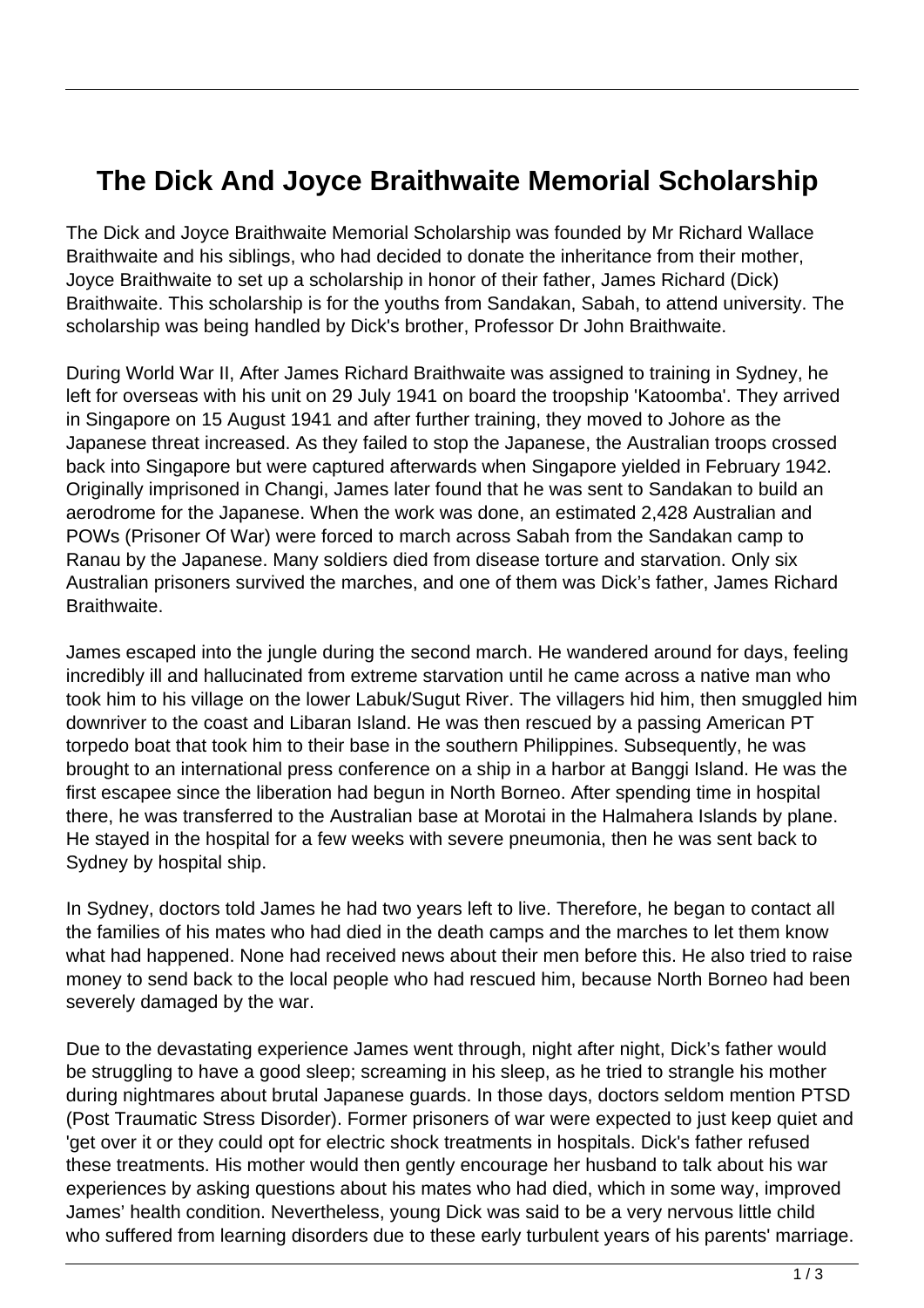# The Dick And Joyce Braithwaite Memorial Scholarship

The Dick and Joyce Braithwaite Memorial Scholarship was founded by Mr Richard Wallace Braithwaite and his siblings, who had decided to donate the inheritance from their mother, Joyce Braithwaite to set up a scholarship in honor of their father, James Richard (Dick) Braithwaite. This scholarship is for the youths from Sandakan, Sabah, to attend university. The scholarship was being handled by Dick's brother, Professor Dr John Braithwaite.

During World War II, After James Richard Braithwaite was assigned to training in Sydney, he left for overseas with his unit on 29 July 1941 on board the troopship 'Katoomba'. They arrived in Singapore on 15 August 1941 and after further training, they moved to Johore as the Japanese threat increased. As they failed to stop the Japanese, the Australian troops crossed back into Singapore but were captured afterwards when Singapore yielded in February 1942. Originally imprisoned in Changi, James later found that he was sent to Sandakan to build an aerodrome for the Japanese. When the work was done, an estimated 2,428 Australian and POWs (Prisoner Of War) were forced to march across Sabah from the Sandakan camp to Ranau by the Japanese. Many soldiers died from disease torture and starvation. Only six Australian prisoners survived the marches, and one of them was Dick's father, James Richard Braithwaite.

James escaped into the jungle during the second march. He wandered around for days, feeling incredibly ill and hallucinated from extreme starvation until he came across a native man who took him to his village on the lower Labuk/Sugut River. The villagers hid him, then smuggled him downriver to the coast and Libaran Island. He was then rescued by a passing American PT torpedo boat that took him to their base in the southern Philippines. Subsequently, he was brought to an international press conference on a ship in a harbor at Banggi Island. He was the first escapee since the liberation had begun in North Borneo. After spending time in hospital there, he was transferred to the Australian base at Morotai in the Halmahera Islands by plane. He stayed in the hospital for a few weeks with severe pneumonia, then he was sent back to Sydney by hospital ship.

In Sydney, doctors told James he had two years left to live. Therefore, he began to contact all the families of his mates who had died in the death camps and the marches to let them know what had happened. None had received news about their men before this. He also tried to raise money to send back to the local people who had rescued him, because North Borneo had been severely damaged by the war.

Due to the devastating experience James went through, night after night, Dick's father would be struggling to have a good sleep; screaming in his sleep, as he tried to strangle his mother during nightmares about brutal Japanese guards. In those days, doctors seldom mention PTSD (Post Traumatic Stress Disorder). Former prisoners of war were expected to just keep quiet and 'get over it or they could opt for electric shock treatments in hospitals. Dick's father refused these treatments. His mother would then gently encourage her husband to talk about his war experiences by asking questions about his mates who had died, which in some way, improved James' health condition. Nevertheless, young Dick was said to be a very nervous little child who suffered from learning disorders due to these early turbulent years of his parents' marriage.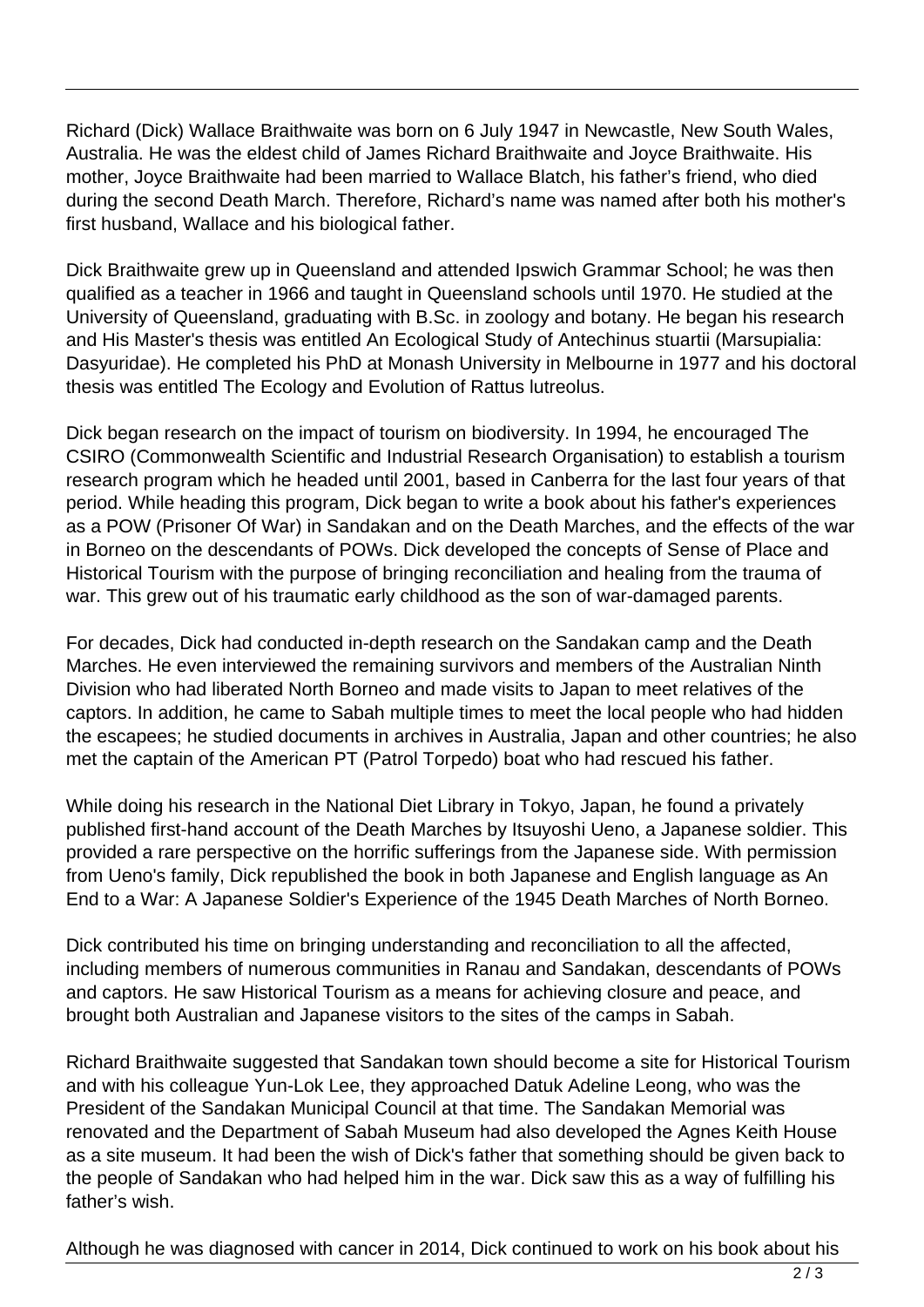Richard (Dick) Wallace Braithwaite was born on 6 July 1947 in Newcastle, New South Wales, Australia. He was the eldest child of James Richard Braithwaite and Joyce Braithwaite. His mother, Joyce Braithwaite had been married to Wallace Blatch, his father's friend, who died during the second Death March. Therefore, Richard's name was named after both his mother's first husband, Wallace and his biological father.

Dick Braithwaite grew up in Queensland and attended Ipswich Grammar School; he was then qualified as a teacher in 1966 and taught in Queensland schools until 1970. He studied at the University of Queensland, graduating with B.Sc. in zoology and botany. He began his research and His Master's thesis was entitled An Ecological Study of Antechinus stuartii (Marsupialia: Dasyuridae). He completed his PhD at Monash University in Melbourne in 1977 and his doctoral thesis was entitled The Ecology and Evolution of Rattus lutreolus.

Dick began research on the impact of tourism on biodiversity. In 1994, he encouraged The CSIRO (Commonwealth Scientific and Industrial Research Organisation) to establish a tourism research program which he headed until 2001, based in Canberra for the last four years of that period. While heading this program, Dick began to write a book about his father's experiences as a POW (Prisoner Of War) in Sandakan and on the Death Marches, and the effects of the war in Borneo on the descendants of POWs. Dick developed the concepts of Sense of Place and Historical Tourism with the purpose of bringing reconciliation and healing from the trauma of war. This grew out of his traumatic early childhood as the son of war-damaged parents.

For decades, Dick had conducted in-depth research on the Sandakan camp and the Death Marches. He even interviewed the remaining survivors and members of the Australian Ninth Division who had liberated North Borneo and made visits to Japan to meet relatives of the captors. In addition, he came to Sabah multiple times to meet the local people who had hidden the escapees; he studied documents in archives in Australia, Japan and other countries; he also met the captain of the American PT (Patrol Torpedo) boat who had rescued his father.

While doing his research in the National Diet Library in Tokyo, Japan, he found a privately published first-hand account of the Death Marches by Itsuyoshi Ueno, a Japanese soldier. This provided a rare perspective on the horrific sufferings from the Japanese side. With permission from Ueno's family, Dick republished the book in both Japanese and English language as An End to a War: A Japanese Soldier's Experience of the 1945 Death Marches of North Borneo.

Dick contributed his time on bringing understanding and reconciliation to all the affected, including members of numerous communities in Ranau and Sandakan, descendants of POWs and captors. He saw Historical Tourism as a means for achieving closure and peace, and brought both Australian and Japanese visitors to the sites of the camps in Sabah.

Richard Braithwaite suggested that Sandakan town should become a site for Historical Tourism and with his colleague Yun-Lok Lee, they approached Datuk Adeline Leong, who was the President of the Sandakan Municipal Council at that time. The Sandakan Memorial was renovated and the Department of Sabah Museum had also developed the Agnes Keith House as a site museum. It had been the wish of Dick's father that something should be given back to the people of Sandakan who had helped him in the war. Dick saw this as a way of fulfilling his father's wish.

Although he was diagnosed with cancer in 2014, Dick continued to work on his book about his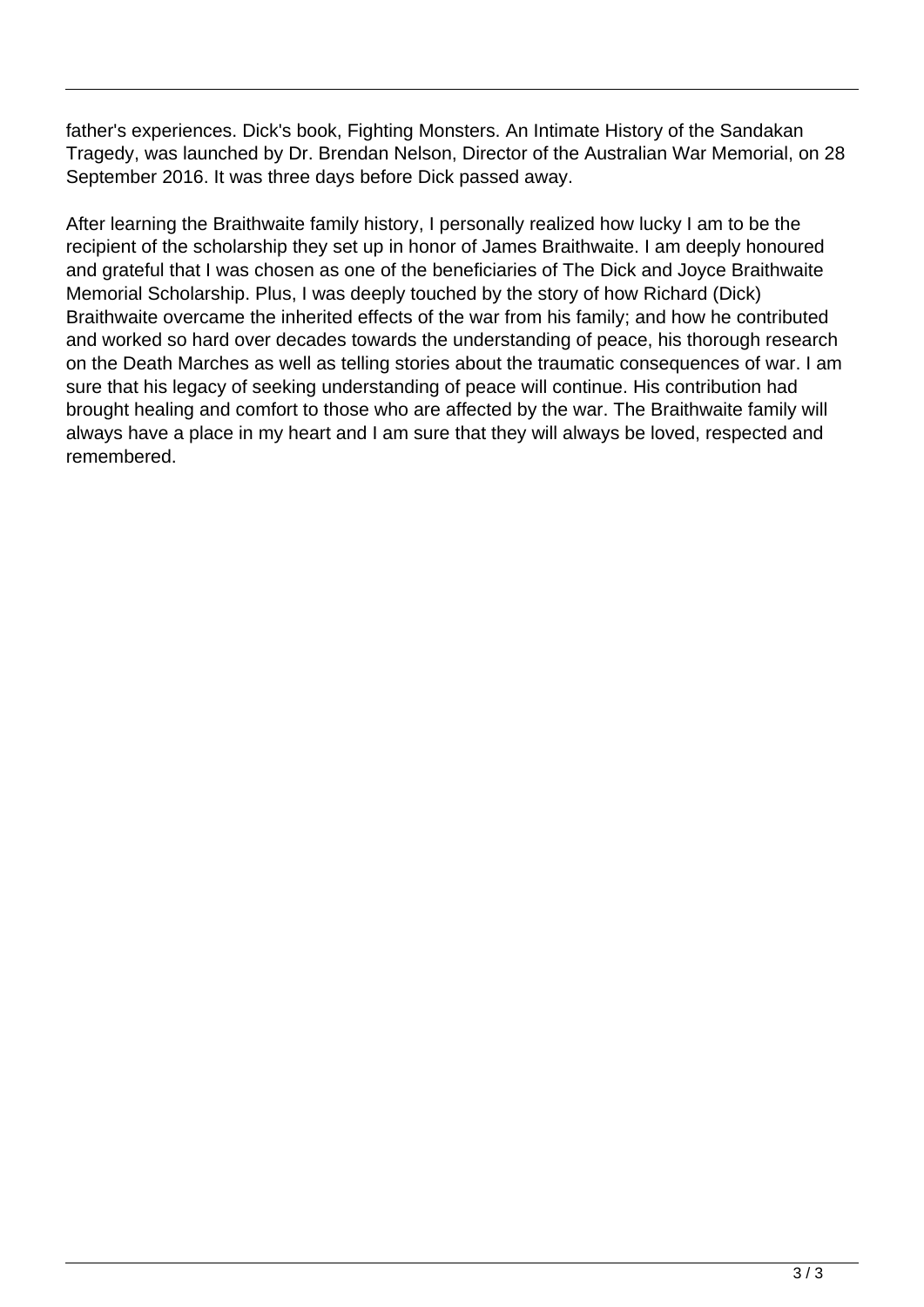father's experiences. Dick's book, Fighting Monsters. An Intimate History of the Sandakan Tragedy, was launched by Dr. Brendan Nelson, Director of the Australian War Memorial, on 28 September 2016. It was three days before Dick passed away.

After learning the Braithwaite family history, I personally realized how lucky I am to be the recipient of the scholarship they set up in honor of James Braithwaite. I am deeply honoured and grateful that I was chosen as one of the beneficiaries of The Dick and Joyce Braithwaite Memorial Scholarship. Plus, I was deeply touched by the story of how Richard (Dick) Braithwaite overcame the inherited effects of the war from his family; and how he contributed and worked so hard over decades towards the understanding of peace, his thorough research on the Death Marches as well as telling stories about the traumatic consequences of war. I am sure that his legacy of seeking understanding of peace will continue. His contribution had brought healing and comfort to those who are affected by the war. The Braithwaite family will always have a place in my heart and I am sure that they will always be loved, respected and remembered.